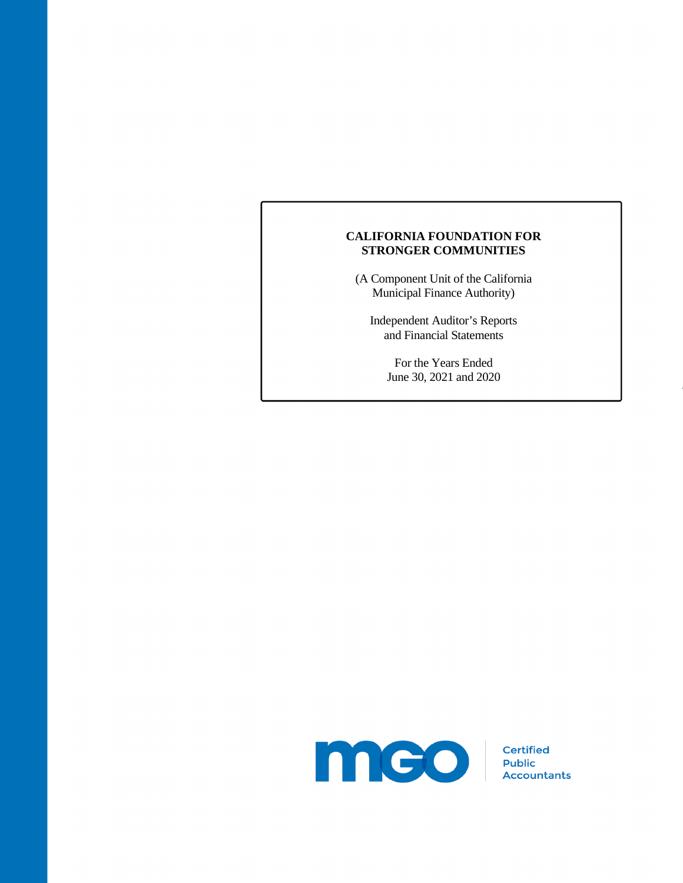# CALIFORNIA FOUNDATION FOR STRONGER COMMUNITIES

(A Component Unit of the California Municipal Finance Authority)

Independent Auditor's Reports and Financial Statements

For the Years Ended June 30, 2021 and 2020

mgo Certified Public Accountants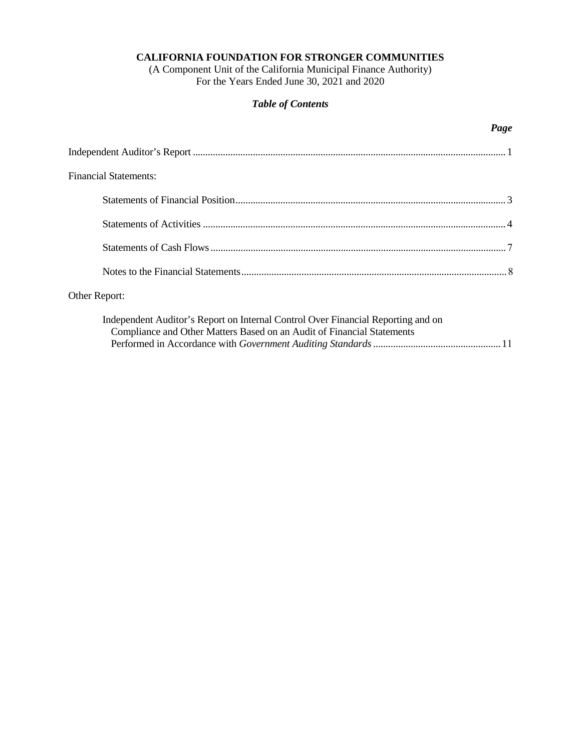**CALIFORNIA FOUNDATION FOR STRONGER COMMUNITIES**
(A Component Unit of the California Municipal Finance Authority)
For the Years Ended June 30, 2021 and 2020

***Table of Contents***

| | ***Page*** |
|---|---|
| Independent Auditor's Report | 1 |
| Financial Statements: | |
| Statements of Financial Position | 3 |
| Statements of Activities | 4 |
| Statements of Cash Flows | 7 |
| Notes to the Financial Statements | 8 |
| Other Report: | |
| Independent Auditor's Report on Internal Control Over Financial Reporting and on Compliance and Other Matters Based on an Audit of Financial Statements Performed in Accordance with *Government Auditing Standards* | 11 |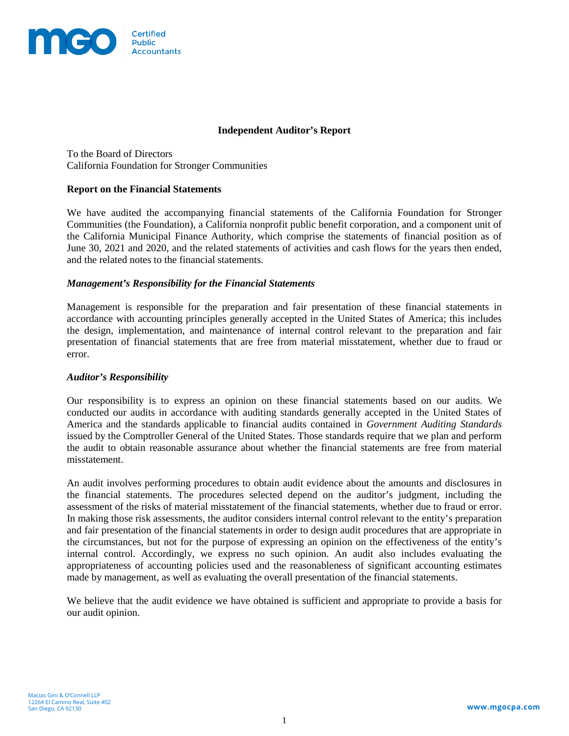# Independent Auditor's Report

To the Board of Directors
California Foundation for Stronger Communities

## Report on the Financial Statements

We have audited the accompanying financial statements of the California Foundation for Stronger Communities (the Foundation), a California nonprofit public benefit corporation, and a component unit of the California Municipal Finance Authority, which comprise the statements of financial position as of June 30, 2021 and 2020, and the related statements of activities and cash flows for the years then ended, and the related notes to the financial statements.

### *Management's Responsibility for the Financial Statements*

Management is responsible for the preparation and fair presentation of these financial statements in accordance with accounting principles generally accepted in the United States of America; this includes the design, implementation, and maintenance of internal control relevant to the preparation and fair presentation of financial statements that are free from material misstatement, whether due to fraud or error.

### *Auditor's Responsibility*

Our responsibility is to express an opinion on these financial statements based on our audits. We conducted our audits in accordance with auditing standards generally accepted in the United States of America and the standards applicable to financial audits contained in *Government Auditing Standards* issued by the Comptroller General of the United States. Those standards require that we plan and perform the audit to obtain reasonable assurance about whether the financial statements are free from material misstatement.

An audit involves performing procedures to obtain audit evidence about the amounts and disclosures in the financial statements. The procedures selected depend on the auditor's judgment, including the assessment of the risks of material misstatement of the financial statements, whether due to fraud or error. In making those risk assessments, the auditor considers internal control relevant to the entity's preparation and fair presentation of the financial statements in order to design audit procedures that are appropriate in the circumstances, but not for the purpose of expressing an opinion on the effectiveness of the entity's internal control. Accordingly, we express no such opinion. An audit also includes evaluating the appropriateness of accounting policies used and the reasonableness of significant accounting estimates made by management, as well as evaluating the overall presentation of the financial statements.

We believe that the audit evidence we have obtained is sufficient and appropriate to provide a basis for our audit opinion.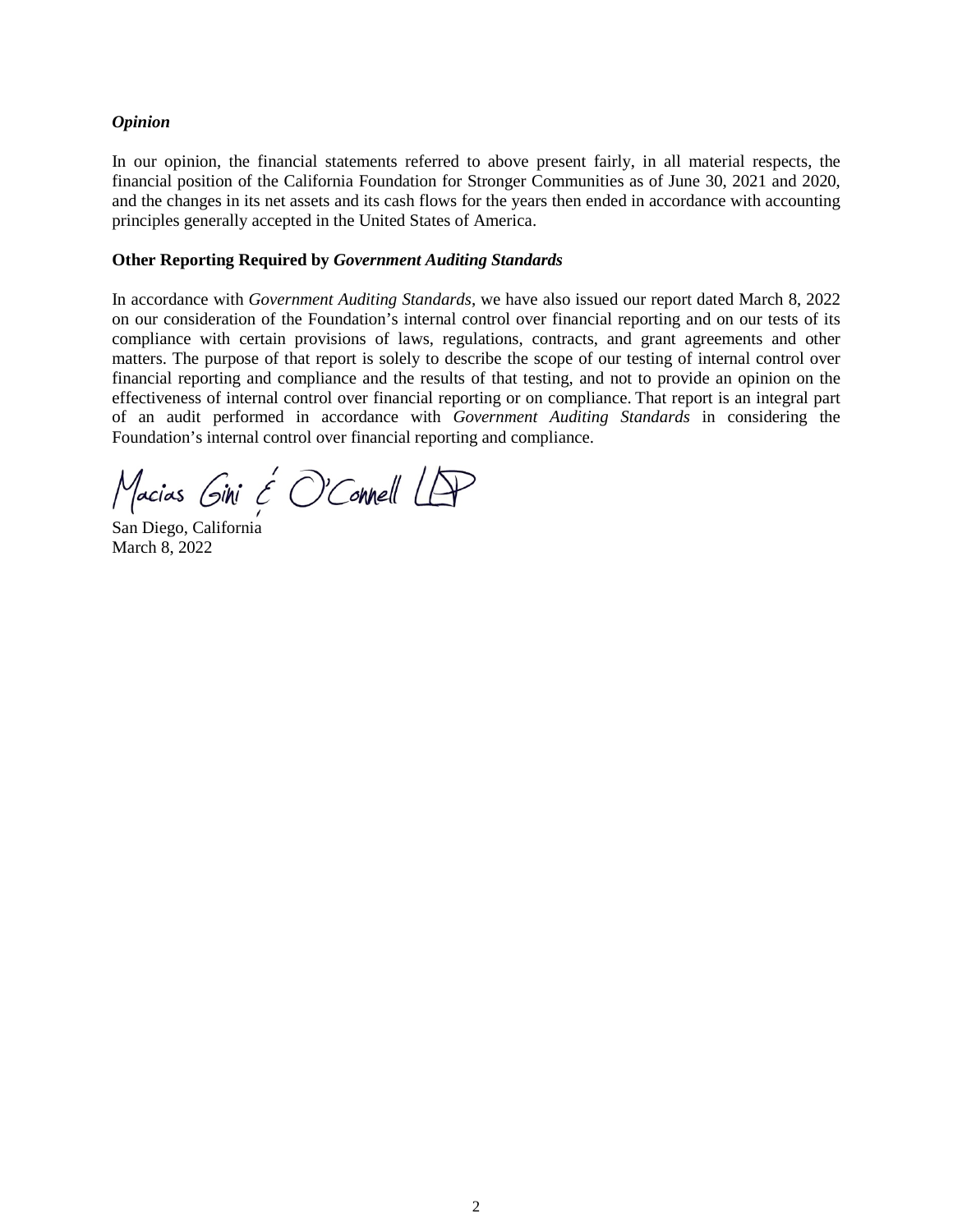### *Opinion*

In our opinion, the financial statements referred to above present fairly, in all material respects, the financial position of the California Foundation for Stronger Communities as of June 30, 2021 and 2020, and the changes in its net assets and its cash flows for the years then ended in accordance with accounting principles generally accepted in the United States of America.

### Other Reporting Required by *Government Auditing Standards*

In accordance with *Government Auditing Standards*, we have also issued our report dated March 8, 2022 on our consideration of the Foundation's internal control over financial reporting and on our tests of its compliance with certain provisions of laws, regulations, contracts, and grant agreements and other matters. The purpose of that report is solely to describe the scope of our testing of internal control over financial reporting and compliance and the results of that testing, and not to provide an opinion on the effectiveness of internal control over financial reporting or on compliance. That report is an integral part of an audit performed in accordance with *Government Auditing Standards* in considering the Foundation's internal control over financial reporting and compliance.

Macias Gini & O'Connell LLP

San Diego, California
March 8, 2022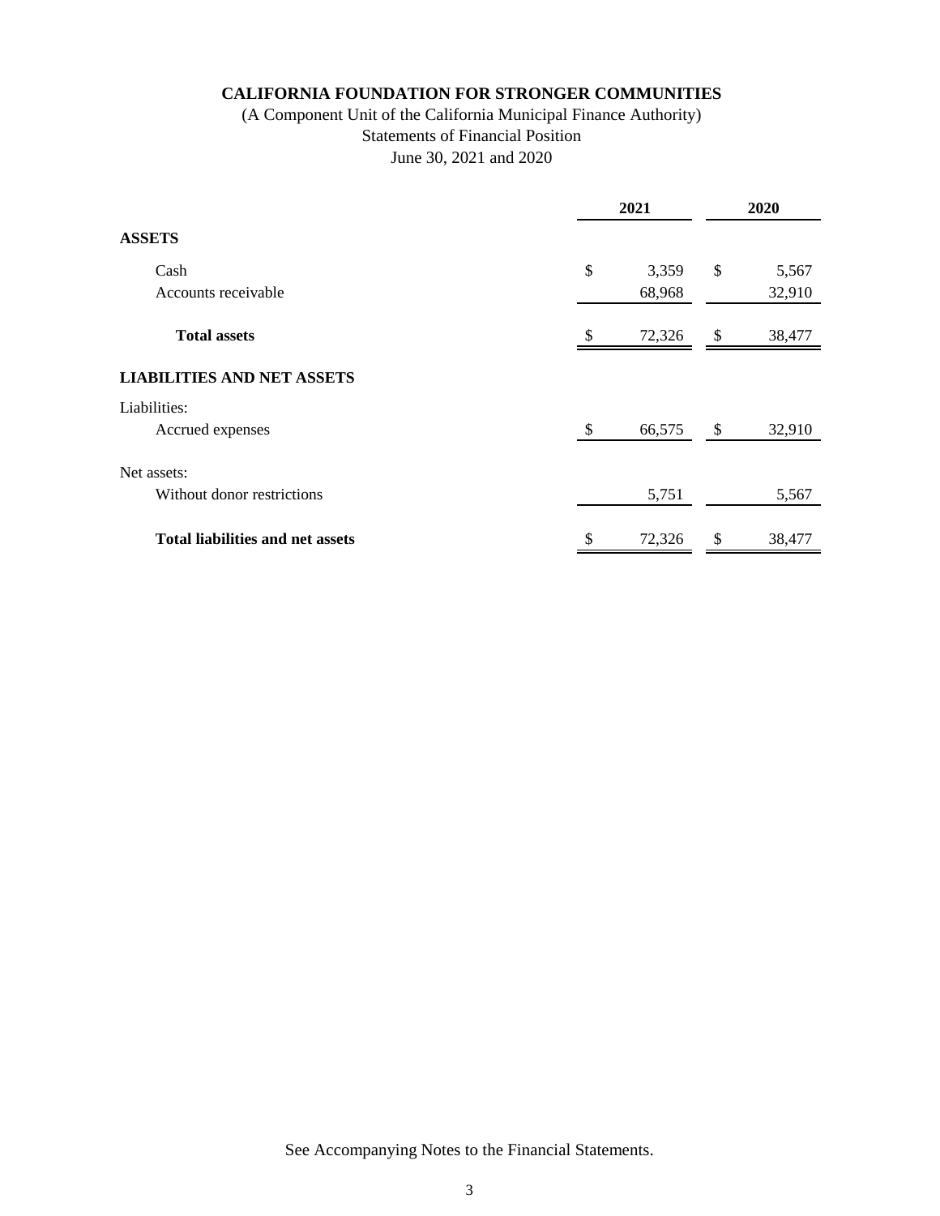# CALIFORNIA FOUNDATION FOR STRONGER COMMUNITIES

(A Component Unit of the California Municipal Finance Authority)
Statements of Financial Position
June 30, 2021 and 2020

| | 2021 | 2020 |
|---|---|---|
| **ASSETS** | | |
| Cash | $ 3,359 | $ 5,567 |
| Accounts receivable | 68,968 | 32,910 |
| **Total assets** | $ 72,326 | $ 38,477 |
| **LIABILITIES AND NET ASSETS** | | |
| Liabilities: | | |
| Accrued expenses | $ 66,575 | $ 32,910 |
| Net assets: | | |
| Without donor restrictions | 5,751 | 5,567 |
| **Total liabilities and net assets** | $ 72,326 | $ 38,477 |

See Accompanying Notes to the Financial Statements.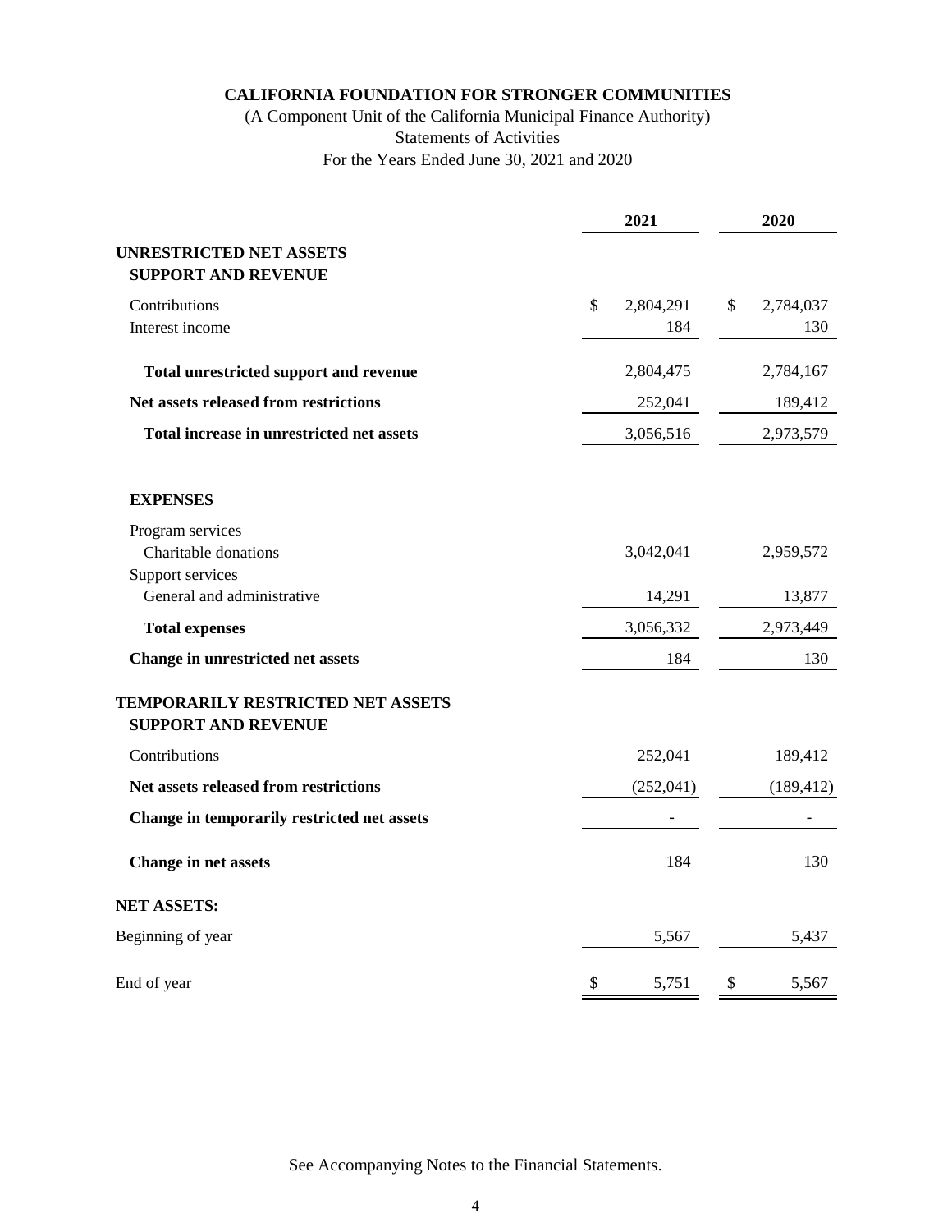# CALIFORNIA FOUNDATION FOR STRONGER COMMUNITIES

(A Component Unit of the California Municipal Finance Authority)
Statements of Activities
For the Years Ended June 30, 2021 and 2020

| | 2021 | 2020 |
|---|---|---|
| **UNRESTRICTED NET ASSETS** | | |
| **SUPPORT AND REVENUE** | | |
| Contributions | $ 2,804,291 | $ 2,784,037 |
| Interest income | 184 | 130 |
| **Total unrestricted support and revenue** | 2,804,475 | 2,784,167 |
| **Net assets released from restrictions** | 252,041 | 189,412 |
| **Total increase in unrestricted net assets** | 3,056,516 | 2,973,579 |
| **EXPENSES** | | |
| Program services | | |
| Charitable donations | 3,042,041 | 2,959,572 |
| Support services | | |
| General and administrative | 14,291 | 13,877 |
| **Total expenses** | 3,056,332 | 2,973,449 |
| **Change in unrestricted net assets** | 184 | 130 |
| **TEMPORARILY RESTRICTED NET ASSETS** | | |
| **SUPPORT AND REVENUE** | | |
| Contributions | 252,041 | 189,412 |
| **Net assets released from restrictions** | (252,041) | (189,412) |
| **Change in temporarily restricted net assets** | - | - |
| **Change in net assets** | 184 | 130 |
| **NET ASSETS:** | | |
| Beginning of year | 5,567 | 5,437 |
| End of year | $ 5,751 | $ 5,567 |

See Accompanying Notes to the Financial Statements.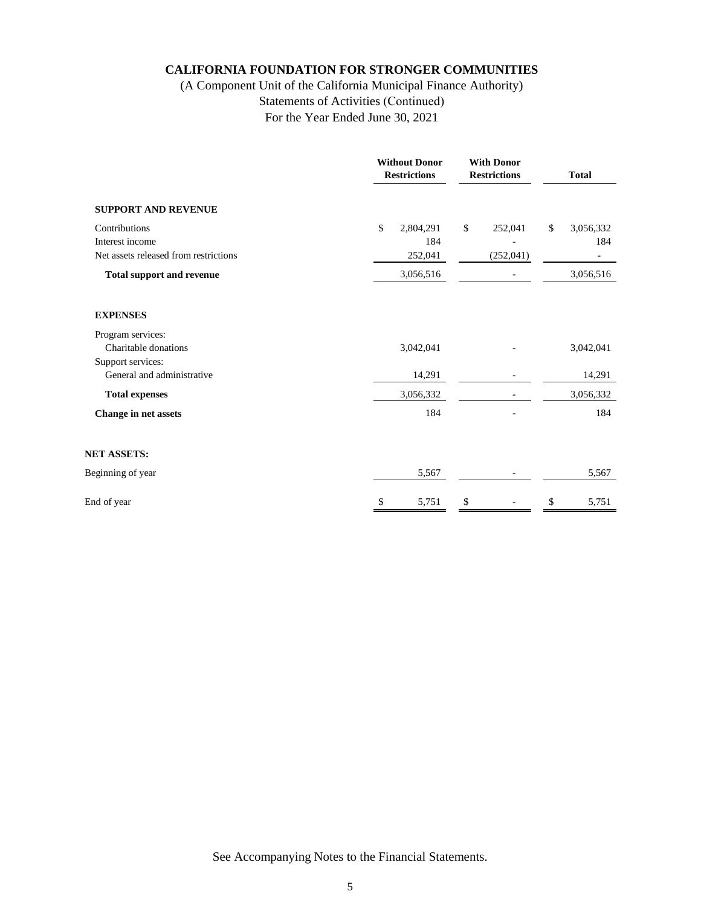# CALIFORNIA FOUNDATION FOR STRONGER COMMUNITIES

(A Component Unit of the California Municipal Finance Authority)
Statements of Activities (Continued)
For the Year Ended June 30, 2021

| | Without Donor Restrictions | With Donor Restrictions | Total |
|---|---|---|---|
| **SUPPORT AND REVENUE** | | | |
| Contributions | $ 2,804,291 | $ 252,041 | $ 3,056,332 |
| Interest income | 184 | - | 184 |
| Net assets released from restrictions | 252,041 | (252,041) | - |
| **Total support and revenue** | 3,056,516 | - | 3,056,516 |
| **EXPENSES** | | | |
| Program services: | | | |
| Charitable donations | 3,042,041 | - | 3,042,041 |
| Support services: | | | |
| General and administrative | 14,291 | - | 14,291 |
| **Total expenses** | 3,056,332 | - | 3,056,332 |
| **Change in net assets** | 184 | - | 184 |
| **NET ASSETS:** | | | |
| Beginning of year | 5,567 | - | 5,567 |
| End of year | $ 5,751 | $ - | $ 5,751 |

See Accompanying Notes to the Financial Statements.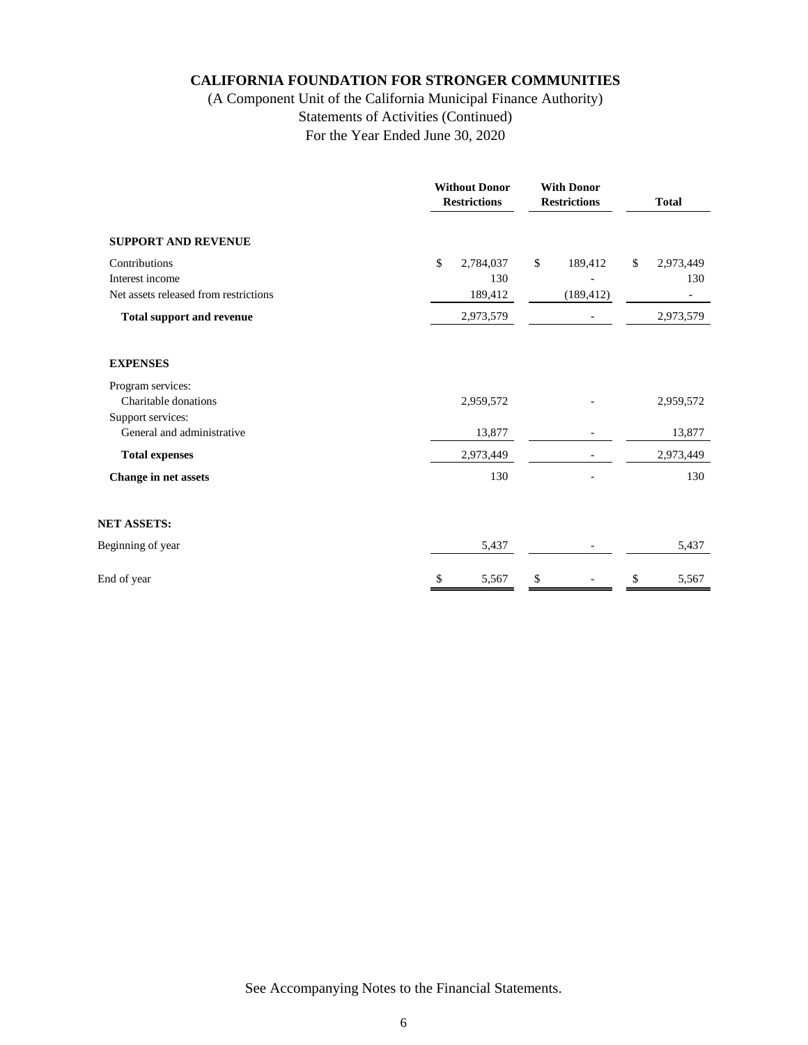**CALIFORNIA FOUNDATION FOR STRONGER COMMUNITIES**

(A Component Unit of the California Municipal Finance Authority)
Statements of Activities (Continued)
For the Year Ended June 30, 2020

| | Without Donor Restrictions | With Donor Restrictions | Total |
|---|---|---|---|
| **SUPPORT AND REVENUE** | | | |
| Contributions | $ 2,784,037 | $ 189,412 | $ 2,973,449 |
| Interest income | 130 | - | 130 |
| Net assets released from restrictions | 189,412 | (189,412) | - |
| **Total support and revenue** | 2,973,579 | - | 2,973,579 |
| **EXPENSES** | | | |
| Program services: | | | |
| Charitable donations | 2,959,572 | - | 2,959,572 |
| Support services: | | | |
| General and administrative | 13,877 | - | 13,877 |
| **Total expenses** | 2,973,449 | - | 2,973,449 |
| **Change in net assets** | 130 | - | 130 |
| **NET ASSETS:** | | | |
| Beginning of year | 5,437 | - | 5,437 |
| End of year | $ 5,567 | $ - | $ 5,567 |

See Accompanying Notes to the Financial Statements.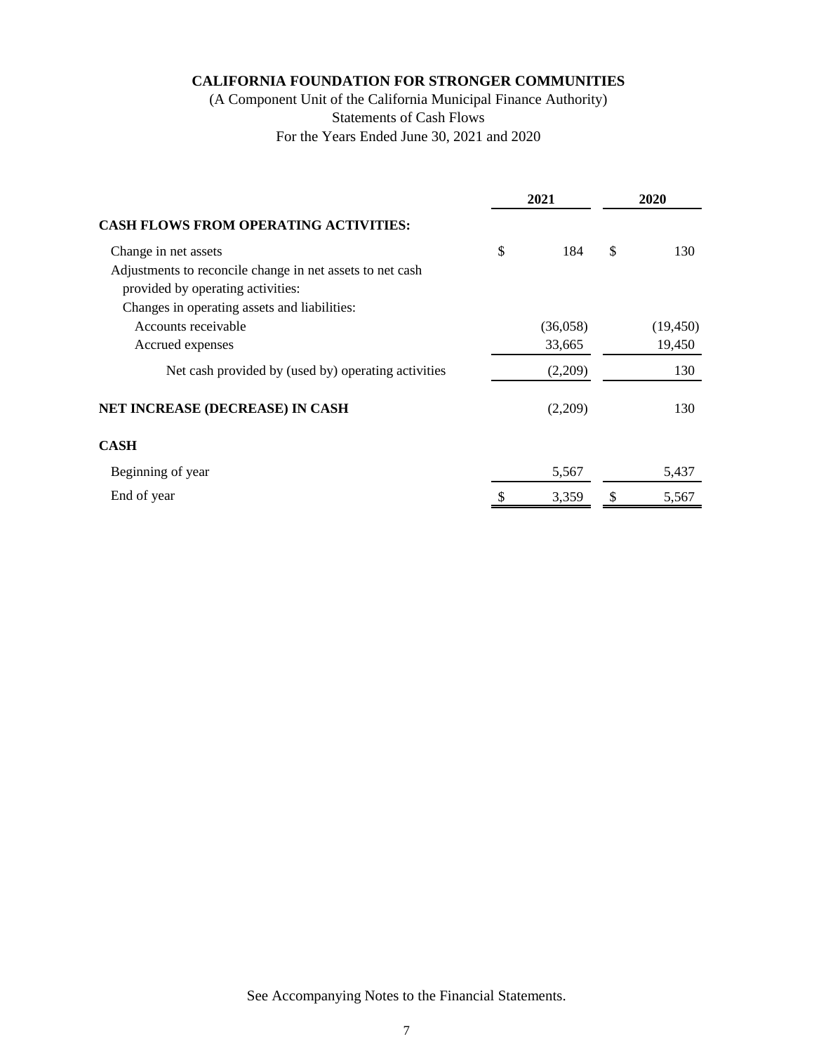# CALIFORNIA FOUNDATION FOR STRONGER COMMUNITIES

(A Component Unit of the California Municipal Finance Authority)
Statements of Cash Flows
For the Years Ended June 30, 2021 and 2020

| | 2021 | 2020 |
|---|---|---|
| **CASH FLOWS FROM OPERATING ACTIVITIES:** | | |
| Change in net assets | $ 184 | $ 130 |
| Adjustments to reconcile change in net assets to net cash provided by operating activities: | | |
| Changes in operating assets and liabilities: | | |
| Accounts receivable | (36,058) | (19,450) |
| Accrued expenses | 33,665 | 19,450 |
| Net cash provided by (used by) operating activities | (2,209) | 130 |
| **NET INCREASE (DECREASE) IN CASH** | (2,209) | 130 |
| **CASH** | | |
| Beginning of year | 5,567 | 5,437 |
| End of year | $ 3,359 | $ 5,567 |

See Accompanying Notes to the Financial Statements.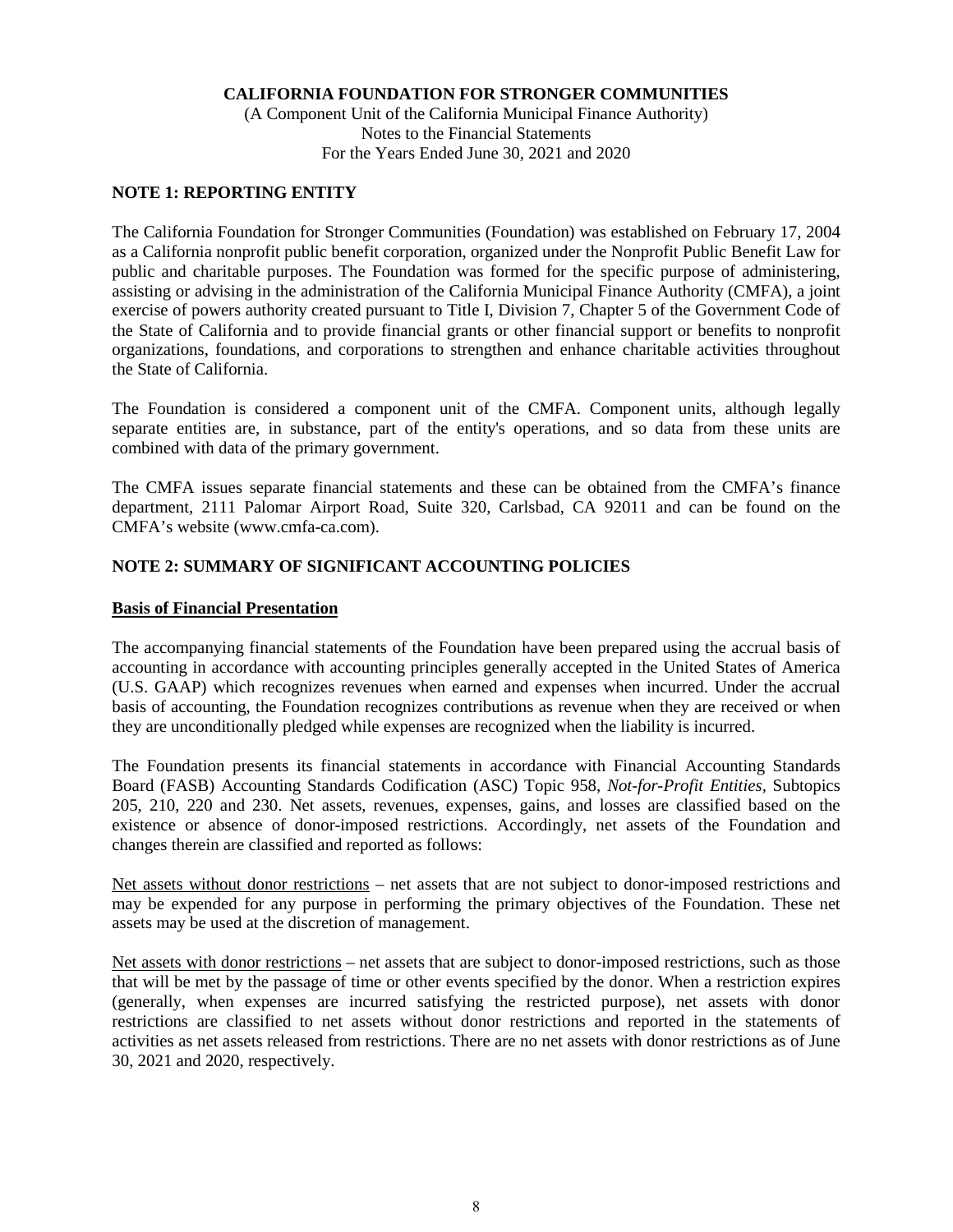**CALIFORNIA FOUNDATION FOR STRONGER COMMUNITIES**
(A Component Unit of the California Municipal Finance Authority)
Notes to the Financial Statements
For the Years Ended June 30, 2021 and 2020

## NOTE 1: REPORTING ENTITY

The California Foundation for Stronger Communities (Foundation) was established on February 17, 2004 as a California nonprofit public benefit corporation, organized under the Nonprofit Public Benefit Law for public and charitable purposes. The Foundation was formed for the specific purpose of administering, assisting or advising in the administration of the California Municipal Finance Authority (CMFA), a joint exercise of powers authority created pursuant to Title I, Division 7, Chapter 5 of the Government Code of the State of California and to provide financial grants or other financial support or benefits to nonprofit organizations, foundations, and corporations to strengthen and enhance charitable activities throughout the State of California.

The Foundation is considered a component unit of the CMFA. Component units, although legally separate entities are, in substance, part of the entity's operations, and so data from these units are combined with data of the primary government.

The CMFA issues separate financial statements and these can be obtained from the CMFA's finance department, 2111 Palomar Airport Road, Suite 320, Carlsbad, CA 92011 and can be found on the CMFA's website (www.cmfa-ca.com).

## NOTE 2: SUMMARY OF SIGNIFICANT ACCOUNTING POLICIES

### Basis of Financial Presentation

The accompanying financial statements of the Foundation have been prepared using the accrual basis of accounting in accordance with accounting principles generally accepted in the United States of America (U.S. GAAP) which recognizes revenues when earned and expenses when incurred. Under the accrual basis of accounting, the Foundation recognizes contributions as revenue when they are received or when they are unconditionally pledged while expenses are recognized when the liability is incurred.

The Foundation presents its financial statements in accordance with Financial Accounting Standards Board (FASB) Accounting Standards Codification (ASC) Topic 958, *Not-for-Profit Entities,* Subtopics 205, 210, 220 and 230. Net assets, revenues, expenses, gains, and losses are classified based on the existence or absence of donor-imposed restrictions. Accordingly, net assets of the Foundation and changes therein are classified and reported as follows:

Net assets without donor restrictions – net assets that are not subject to donor-imposed restrictions and may be expended for any purpose in performing the primary objectives of the Foundation. These net assets may be used at the discretion of management.

Net assets with donor restrictions – net assets that are subject to donor-imposed restrictions, such as those that will be met by the passage of time or other events specified by the donor. When a restriction expires (generally, when expenses are incurred satisfying the restricted purpose), net assets with donor restrictions are classified to net assets without donor restrictions and reported in the statements of activities as net assets released from restrictions. There are no net assets with donor restrictions as of June 30, 2021 and 2020, respectively.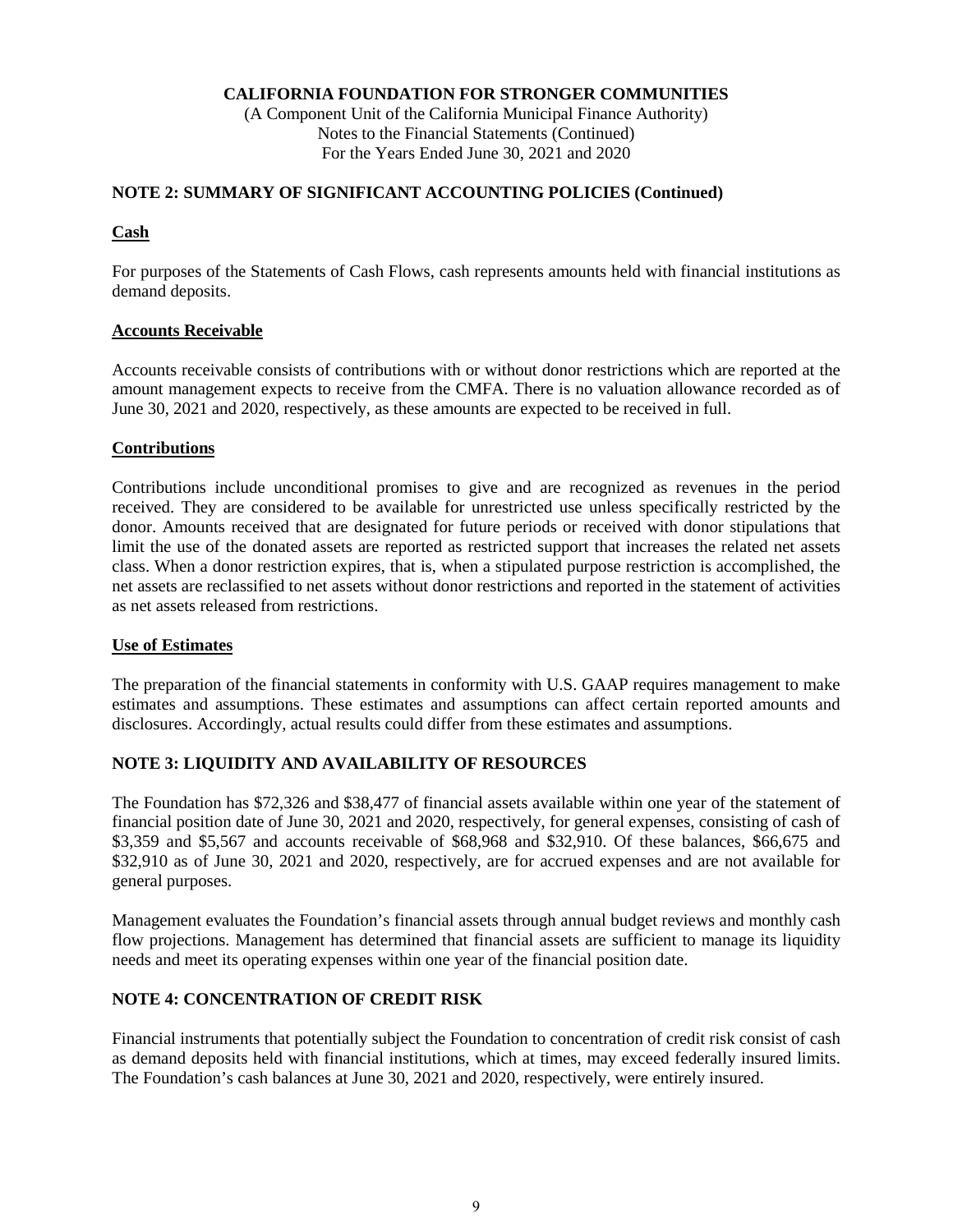**CALIFORNIA FOUNDATION FOR STRONGER COMMUNITIES**
(A Component Unit of the California Municipal Finance Authority)
Notes to the Financial Statements (Continued)
For the Years Ended June 30, 2021 and 2020

## NOTE 2: SUMMARY OF SIGNIFICANT ACCOUNTING POLICIES (Continued)

### Cash

For purposes of the Statements of Cash Flows, cash represents amounts held with financial institutions as demand deposits.

### Accounts Receivable

Accounts receivable consists of contributions with or without donor restrictions which are reported at the amount management expects to receive from the CMFA. There is no valuation allowance recorded as of June 30, 2021 and 2020, respectively, as these amounts are expected to be received in full.

### Contributions

Contributions include unconditional promises to give and are recognized as revenues in the period received. They are considered to be available for unrestricted use unless specifically restricted by the donor. Amounts received that are designated for future periods or received with donor stipulations that limit the use of the donated assets are reported as restricted support that increases the related net assets class. When a donor restriction expires, that is, when a stipulated purpose restriction is accomplished, the net assets are reclassified to net assets without donor restrictions and reported in the statement of activities as net assets released from restrictions.

### Use of Estimates

The preparation of the financial statements in conformity with U.S. GAAP requires management to make estimates and assumptions. These estimates and assumptions can affect certain reported amounts and disclosures. Accordingly, actual results could differ from these estimates and assumptions.

## NOTE 3: LIQUIDITY AND AVAILABILITY OF RESOURCES

The Foundation has $72,326 and $38,477 of financial assets available within one year of the statement of financial position date of June 30, 2021 and 2020, respectively, for general expenses, consisting of cash of $3,359 and $5,567 and accounts receivable of $68,968 and $32,910. Of these balances, $66,675 and $32,910 as of June 30, 2021 and 2020, respectively, are for accrued expenses and are not available for general purposes.

Management evaluates the Foundation's financial assets through annual budget reviews and monthly cash flow projections. Management has determined that financial assets are sufficient to manage its liquidity needs and meet its operating expenses within one year of the financial position date.

## NOTE 4: CONCENTRATION OF CREDIT RISK

Financial instruments that potentially subject the Foundation to concentration of credit risk consist of cash as demand deposits held with financial institutions, which at times, may exceed federally insured limits. The Foundation's cash balances at June 30, 2021 and 2020, respectively, were entirely insured.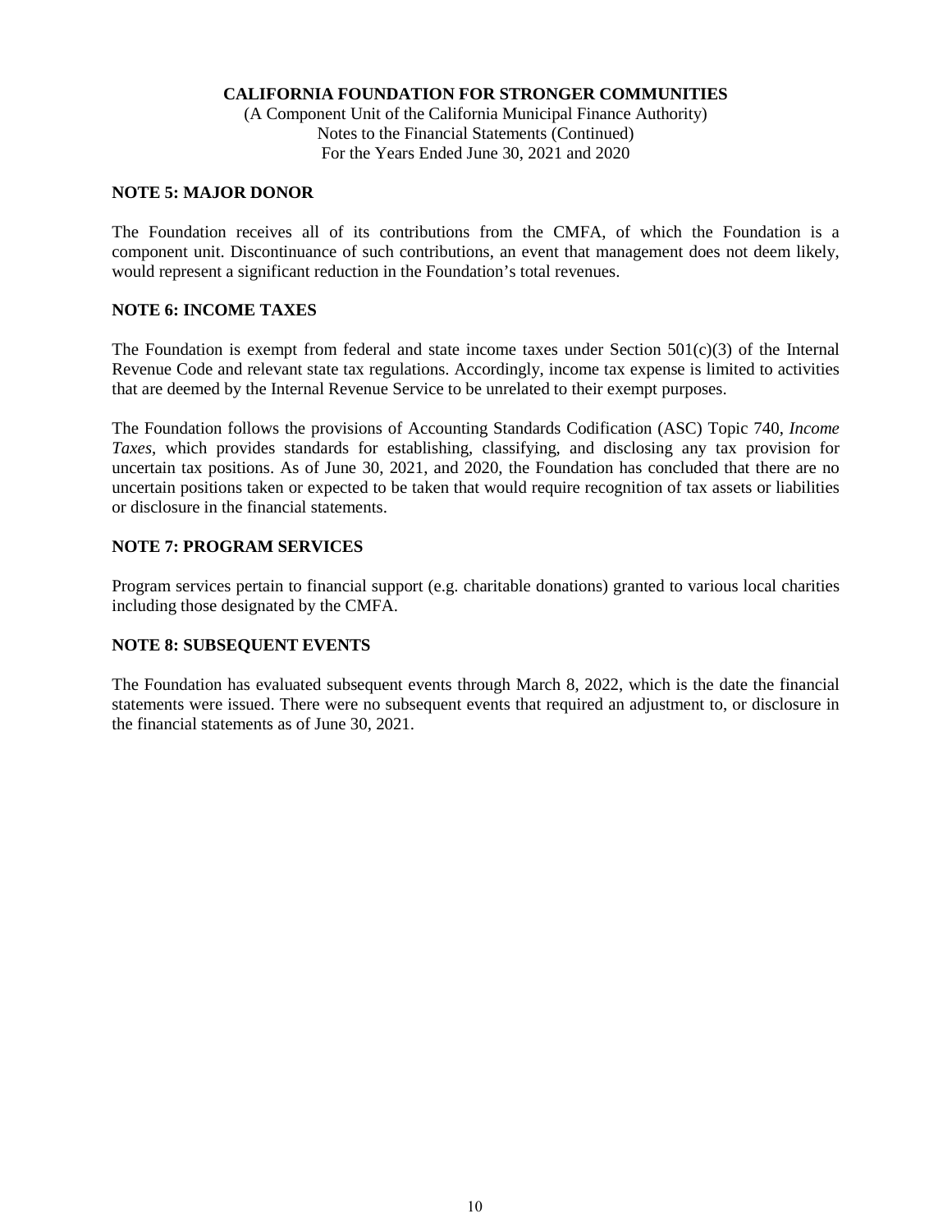## NOTE 5: MAJOR DONOR

The Foundation receives all of its contributions from the CMFA, of which the Foundation is a component unit. Discontinuance of such contributions, an event that management does not deem likely, would represent a significant reduction in the Foundation's total revenues.

## NOTE 6: INCOME TAXES

The Foundation is exempt from federal and state income taxes under Section 501(c)(3) of the Internal Revenue Code and relevant state tax regulations. Accordingly, income tax expense is limited to activities that are deemed by the Internal Revenue Service to be unrelated to their exempt purposes.

The Foundation follows the provisions of Accounting Standards Codification (ASC) Topic 740, *Income Taxes*, which provides standards for establishing, classifying, and disclosing any tax provision for uncertain tax positions. As of June 30, 2021, and 2020, the Foundation has concluded that there are no uncertain positions taken or expected to be taken that would require recognition of tax assets or liabilities or disclosure in the financial statements.

## NOTE 7: PROGRAM SERVICES

Program services pertain to financial support (e.g. charitable donations) granted to various local charities including those designated by the CMFA.

## NOTE 8: SUBSEQUENT EVENTS

The Foundation has evaluated subsequent events through March 8, 2022, which is the date the financial statements were issued. There were no subsequent events that required an adjustment to, or disclosure in the financial statements as of June 30, 2021.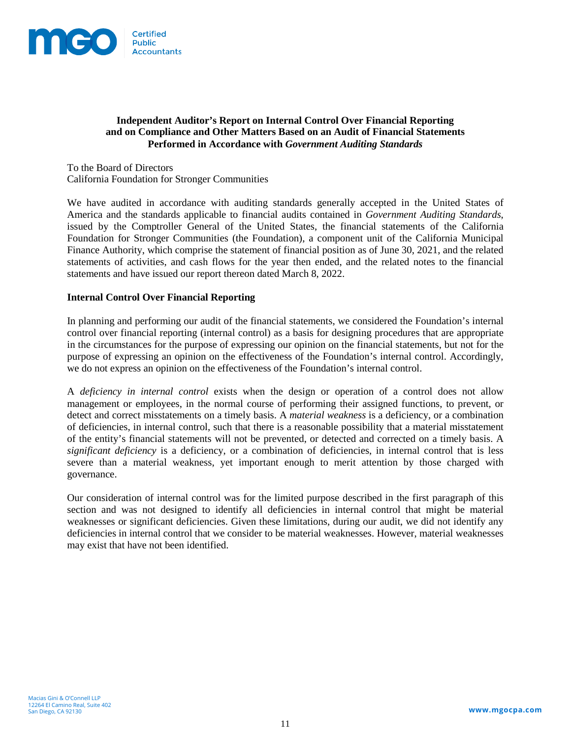# Independent Auditor's Report on Internal Control Over Financial Reporting and on Compliance and Other Matters Based on an Audit of Financial Statements Performed in Accordance with *Government Auditing Standards*

To the Board of Directors
California Foundation for Stronger Communities

We have audited in accordance with auditing standards generally accepted in the United States of America and the standards applicable to financial audits contained in *Government Auditing Standards*, issued by the Comptroller General of the United States, the financial statements of the California Foundation for Stronger Communities (the Foundation), a component unit of the California Municipal Finance Authority, which comprise the statement of financial position as of June 30, 2021, and the related statements of activities, and cash flows for the year then ended, and the related notes to the financial statements and have issued our report thereon dated March 8, 2022.

## Internal Control Over Financial Reporting

In planning and performing our audit of the financial statements, we considered the Foundation's internal control over financial reporting (internal control) as a basis for designing procedures that are appropriate in the circumstances for the purpose of expressing our opinion on the financial statements, but not for the purpose of expressing an opinion on the effectiveness of the Foundation's internal control. Accordingly, we do not express an opinion on the effectiveness of the Foundation's internal control.

A *deficiency in internal control* exists when the design or operation of a control does not allow management or employees, in the normal course of performing their assigned functions, to prevent, or detect and correct misstatements on a timely basis. A *material weakness* is a deficiency, or a combination of deficiencies, in internal control, such that there is a reasonable possibility that a material misstatement of the entity's financial statements will not be prevented, or detected and corrected on a timely basis. A *significant deficiency* is a deficiency, or a combination of deficiencies, in internal control that is less severe than a material weakness, yet important enough to merit attention by those charged with governance.

Our consideration of internal control was for the limited purpose described in the first paragraph of this section and was not designed to identify all deficiencies in internal control that might be material weaknesses or significant deficiencies. Given these limitations, during our audit, we did not identify any deficiencies in internal control that we consider to be material weaknesses. However, material weaknesses may exist that have not been identified.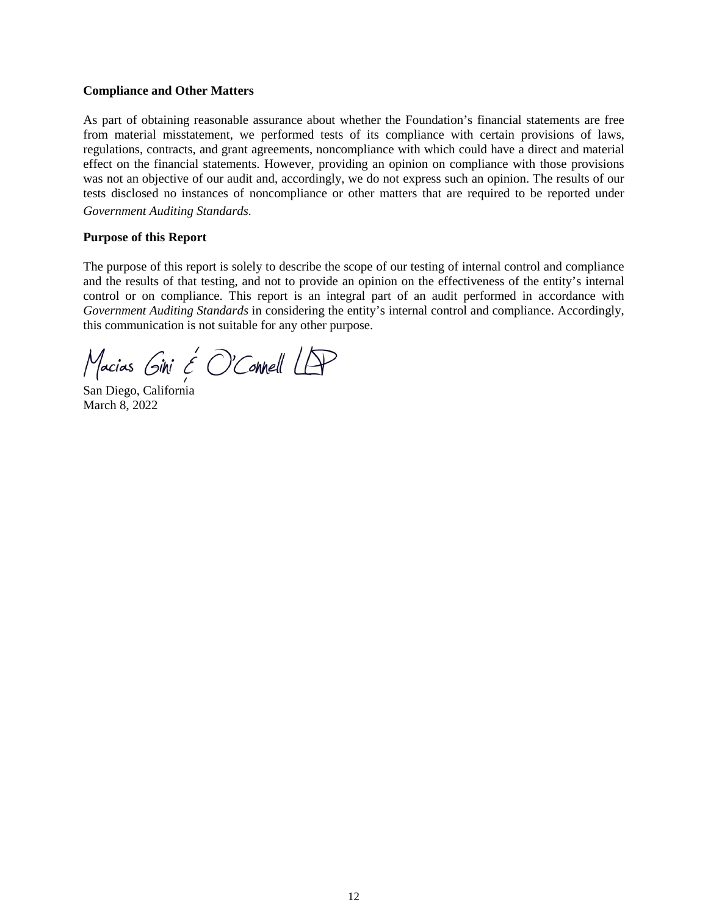**Compliance and Other Matters**

As part of obtaining reasonable assurance about whether the Foundation's financial statements are free from material misstatement, we performed tests of its compliance with certain provisions of laws, regulations, contracts, and grant agreements, noncompliance with which could have a direct and material effect on the financial statements. However, providing an opinion on compliance with those provisions was not an objective of our audit and, accordingly, we do not express such an opinion. The results of our tests disclosed no instances of noncompliance or other matters that are required to be reported under *Government Auditing Standards.*

**Purpose of this Report**

The purpose of this report is solely to describe the scope of our testing of internal control and compliance and the results of that testing, and not to provide an opinion on the effectiveness of the entity's internal control or on compliance. This report is an integral part of an audit performed in accordance with *Government Auditing Standards* in considering the entity's internal control and compliance. Accordingly, this communication is not suitable for any other purpose.

Macias Gini & O'Connell LLP

San Diego, California
March 8, 2022